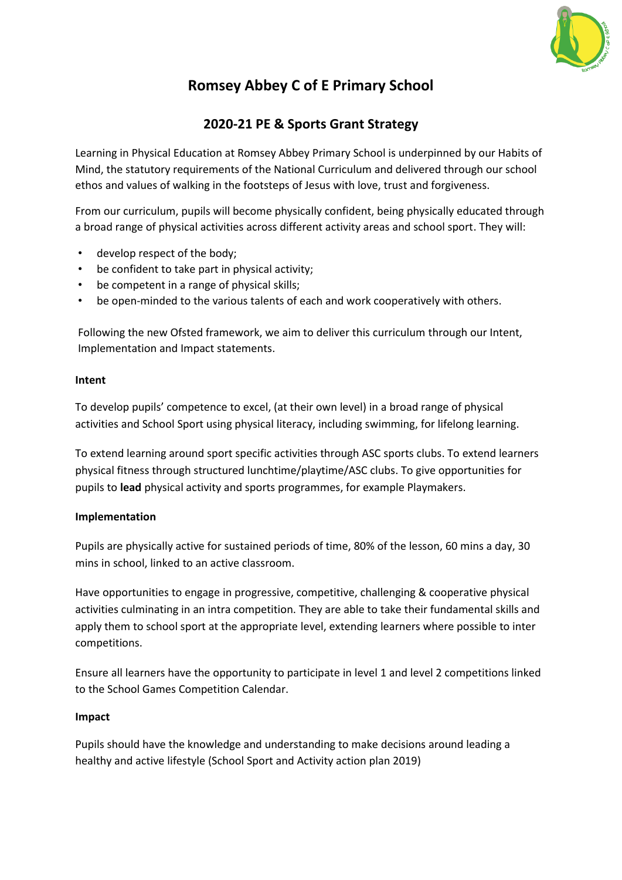# Romsey Abbey C of E Primary School

## 2020-21 PE & Sports Grant Strategy

Learning in Physical Education at Romsey Abbey Primary School is underpinned by our Habits of Mind, the statutory requirements of the National Curriculum and delivered through our school ethos and values of walking in the footsteps of Jesus with love, trust and forgiveness.

From our curriculum, pupils will become physically confident, being physically educated through a broad range of physical activities across different activity areas and school sport. They will:

- develop respect of the body;
- be confident to take part in physical activity;
- be competent in a range of physical skills;
- be open-minded to the various talents of each and work cooperatively with others.

Following the new Ofsted framework, we aim to deliver this curriculum through our Intent, Implementation and Impact statements.

**Intent**

To develop pupils' competence to excel, (at their own level) in a broad range of physical activities and School Sport using physical literacy, including swimming, for lifelong learning.

To extend learning around sport specific activities through ASC sports clubs. To extend learners physical fitness through structured lunchtime/playtime/ASC clubs. To give opportunities for pupils to **lead** physical activity and sports programmes, for example Playmakers.

**Implementation**

Pupils are physically active for sustained periods of time, 80% of the lesson, 60 mins a day, 30 mins in school, linked to an active classroom.

Have opportunities to engage in progressive, competitive, challenging & cooperative physical activities culminating in an intra competition. They are able to take their fundamental skills and apply them to school sport at the appropriate level, extending learners where possible to inter competitions.

Ensure all learners have the opportunity to participate in level 1 and level 2 competitions linked to the School Games Competition Calendar.

**Impact**

Pupils should have the knowledge and understanding to make decisions around leading a healthy and active lifestyle (School Sport and Activity action plan 2019)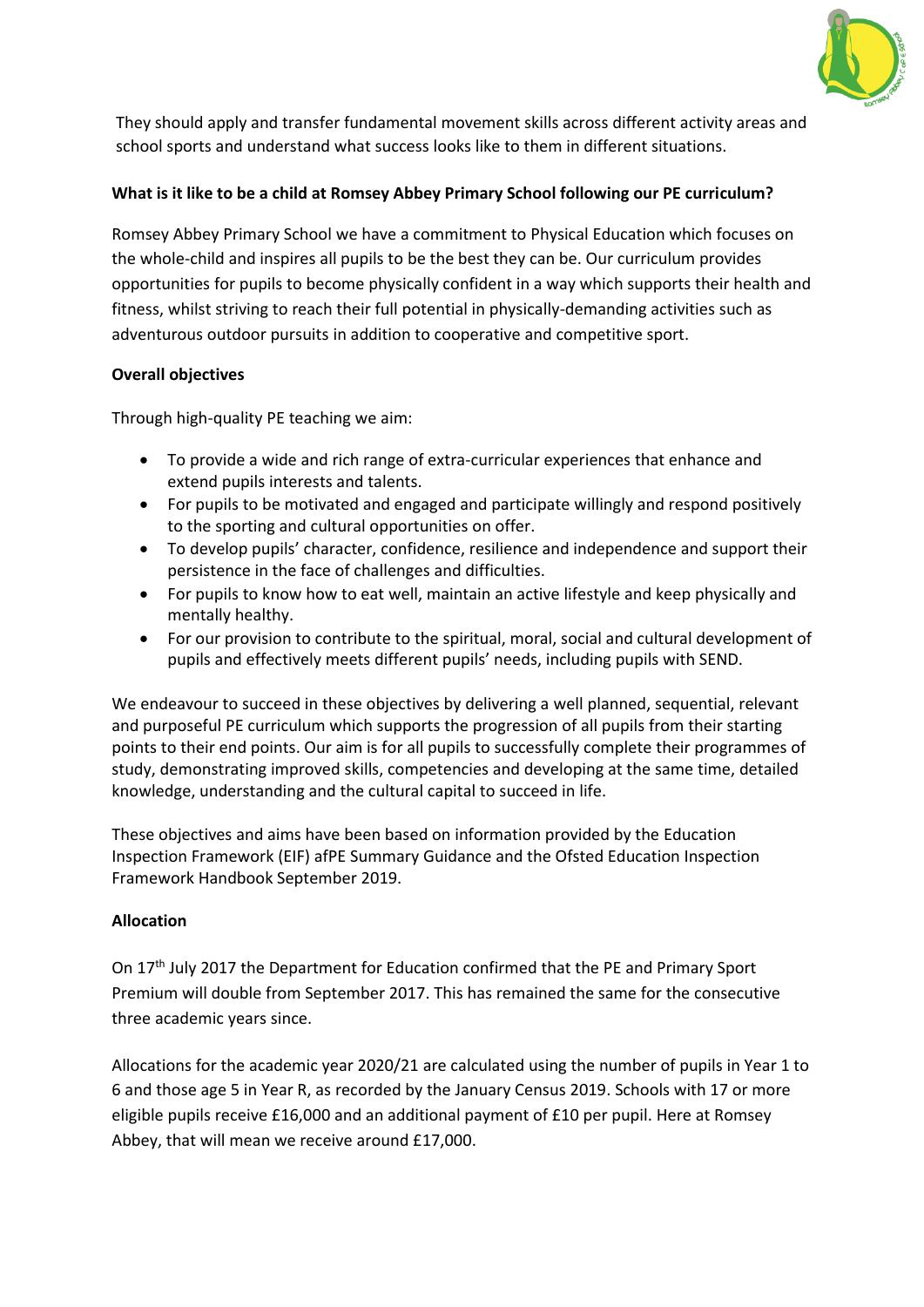They should apply and transfer fundamental movement skills across different activity areas and school sports and understand what success looks like to them in different situations.

**What is it like to be a child at Romsey Abbey Primary School following our PE curriculum?**

Romsey Abbey Primary School we have a commitment to Physical Education which focuses on the whole-child and inspires all pupils to be the best they can be. Our curriculum provides opportunities for pupils to become physically confident in a way which supports their health and fitness, whilst striving to reach their full potential in physically-demanding activities such as adventurous outdoor pursuits in addition to cooperative and competitive sport.

**Overall objectives**

Through high-quality PE teaching we aim:

- To provide a wide and rich range of extra-curricular experiences that enhance and extend pupils interests and talents.
- For pupils to be motivated and engaged and participate willingly and respond positively to the sporting and cultural opportunities on offer.
- To develop pupils' character, confidence, resilience and independence and support their persistence in the face of challenges and difficulties.
- For pupils to know how to eat well, maintain an active lifestyle and keep physically and mentally healthy.
- For our provision to contribute to the spiritual, moral, social and cultural development of pupils and effectively meets different pupils' needs, including pupils with SEND.

We endeavour to succeed in these objectives by delivering a well planned, sequential, relevant and purposeful PE curriculum which supports the progression of all pupils from their starting points to their end points. Our aim is for all pupils to successfully complete their programmes of study, demonstrating improved skills, competencies and developing at the same time, detailed knowledge, understanding and the cultural capital to succeed in life.

These objectives and aims have been based on information provided by the Education Inspection Framework (EIF) afPE Summary Guidance and the Ofsted Education Inspection Framework Handbook September 2019.

**Allocation**

On 17th July 2017 the Department for Education confirmed that the PE and Primary Sport Premium will double from September 2017. This has remained the same for the consecutive three academic years since.

Allocations for the academic year 2020/21 are calculated using the number of pupils in Year 1 to 6 and those age 5 in Year R, as recorded by the January Census 2019. Schools with 17 or more eligible pupils receive £16,000 and an additional payment of £10 per pupil. Here at Romsey Abbey, that will mean we receive around £17,000.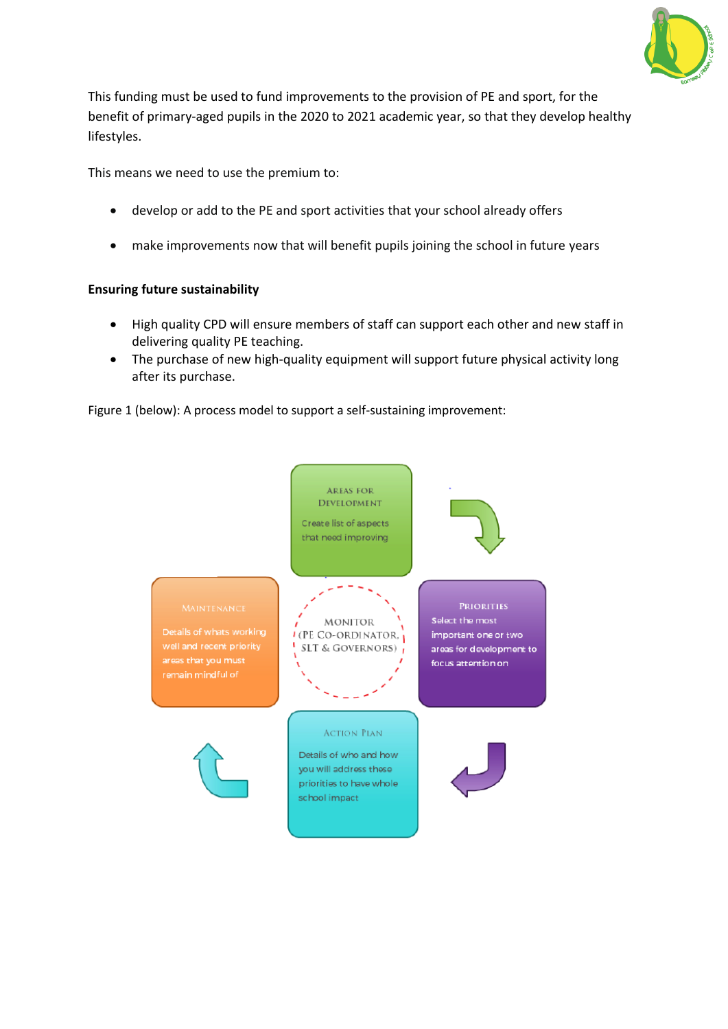This funding must be used to fund improvements to the provision of PE and sport, for the benefit of primary-aged pupils in the 2020 to 2021 academic year, so that they develop healthy lifestyles.

This means we need to use the premium to:

- develop or add to the PE and sport activities that your school already offers
- make improvements now that will benefit pupils joining the school in future years

**Ensuring future sustainability**

- High quality CPD will ensure members of staff can support each other and new staff in delivering quality PE teaching.
- The purchase of new high-quality equipment will support future physical activity long after its purchase.

Figure 1 (below): A process model to support a self-sustaining improvement:

AREAS FOR DEVELOPMENT
Create list of aspects that need improving

PRIORITIES
Select the most important one or two areas for development to focus attention on

ACTION PLAN
Details of who and how you will address these priorities to have whole school impact

MAINTENANCE
Details of whats working well and recent priority areas that you must remain mindful of

MONITOR
(PE CO-ORDINATOR, SLT & GOVERNORS)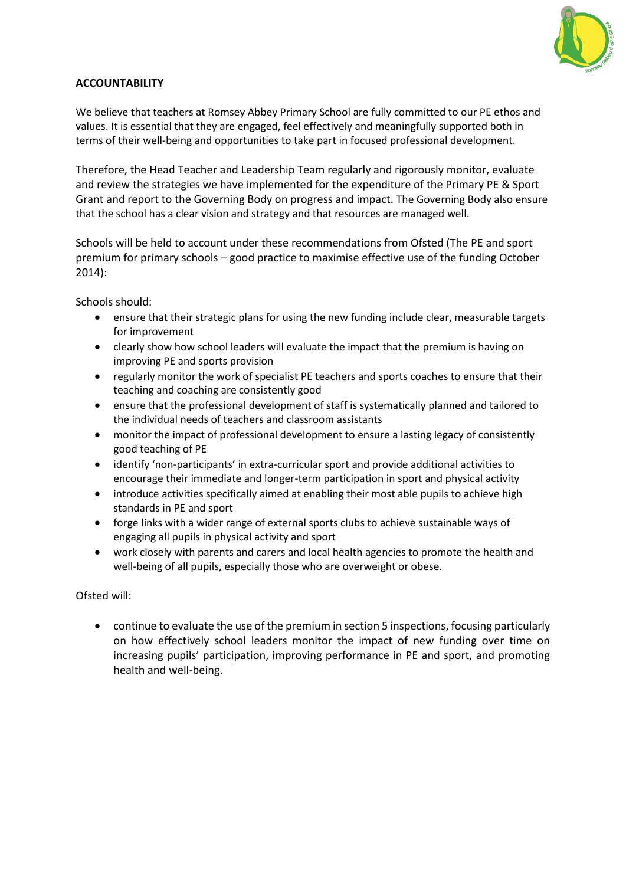**ACCOUNTABILITY**

We believe that teachers at Romsey Abbey Primary School are fully committed to our PE ethos and values. It is essential that they are engaged, feel effectively and meaningfully supported both in terms of their well-being and opportunities to take part in focused professional development.

Therefore, the Head Teacher and Leadership Team regularly and rigorously monitor, evaluate and review the strategies we have implemented for the expenditure of the Primary PE & Sport Grant and report to the Governing Body on progress and impact. The Governing Body also ensure that the school has a clear vision and strategy and that resources are managed well.

Schools will be held to account under these recommendations from Ofsted (The PE and sport premium for primary schools – good practice to maximise effective use of the funding October 2014):

Schools should:

- ensure that their strategic plans for using the new funding include clear, measurable targets for improvement
- clearly show how school leaders will evaluate the impact that the premium is having on improving PE and sports provision
- regularly monitor the work of specialist PE teachers and sports coaches to ensure that their teaching and coaching are consistently good
- ensure that the professional development of staff is systematically planned and tailored to the individual needs of teachers and classroom assistants
- monitor the impact of professional development to ensure a lasting legacy of consistently good teaching of PE
- identify 'non-participants' in extra-curricular sport and provide additional activities to encourage their immediate and longer-term participation in sport and physical activity
- introduce activities specifically aimed at enabling their most able pupils to achieve high standards in PE and sport
- forge links with a wider range of external sports clubs to achieve sustainable ways of engaging all pupils in physical activity and sport
- work closely with parents and carers and local health agencies to promote the health and well-being of all pupils, especially those who are overweight or obese.

Ofsted will:

- continue to evaluate the use of the premium in section 5 inspections, focusing particularly on how effectively school leaders monitor the impact of new funding over time on increasing pupils' participation, improving performance in PE and sport, and promoting health and well-being.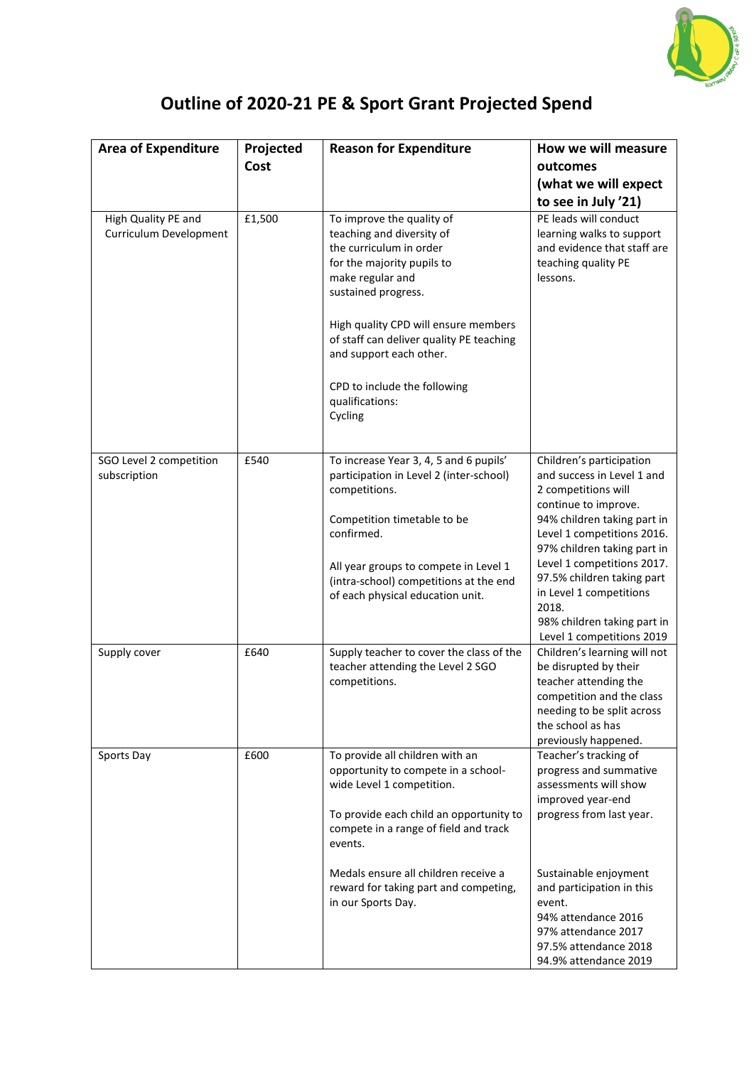# Outline of 2020-21 PE & Sport Grant Projected Spend

| Area of Expenditure | Projected Cost | Reason for Expenditure | How we will measure outcomes (what we will expect to see in July '21) |
|---|---|---|---|
| High Quality PE and Curriculum Development | £1,500 | To improve the quality of teaching and diversity of the curriculum in order for the majority pupils to make regular and sustained progress.<br><br>High quality CPD will ensure members of staff can deliver quality PE teaching and support each other.<br><br>CPD to include the following qualifications:<br>Cycling | PE leads will conduct learning walks to support and evidence that staff are teaching quality PE lessons. |
| SGO Level 2 competition subscription | £540 | To increase Year 3, 4, 5 and 6 pupils' participation in Level 2 (inter-school) competitions.<br><br>Competition timetable to be confirmed.<br><br>All year groups to compete in Level 1 (intra-school) competitions at the end of each physical education unit. | Children's participation and success in Level 1 and 2 competitions will continue to improve.<br>94% children taking part in Level 1 competitions 2016.<br>97% children taking part in Level 1 competitions 2017.<br>97.5% children taking part in Level 1 competitions 2018.<br>98% children taking part in Level 1 competitions 2019 |
| Supply cover | £640 | Supply teacher to cover the class of the teacher attending the Level 2 SGO competitions. | Children's learning will not be disrupted by their teacher attending the competition and the class needing to be split across the school as has previously happened. |
| Sports Day | £600 | To provide all children with an opportunity to compete in a school-wide Level 1 competition.<br><br>To provide each child an opportunity to compete in a range of field and track events.<br><br>Medals ensure all children receive a reward for taking part and competing, in our Sports Day. | Teacher's tracking of progress and summative assessments will show improved year-end progress from last year.<br><br>Sustainable enjoyment and participation in this event.<br>94% attendance 2016<br>97% attendance 2017<br>97.5% attendance 2018<br>94.9% attendance 2019 |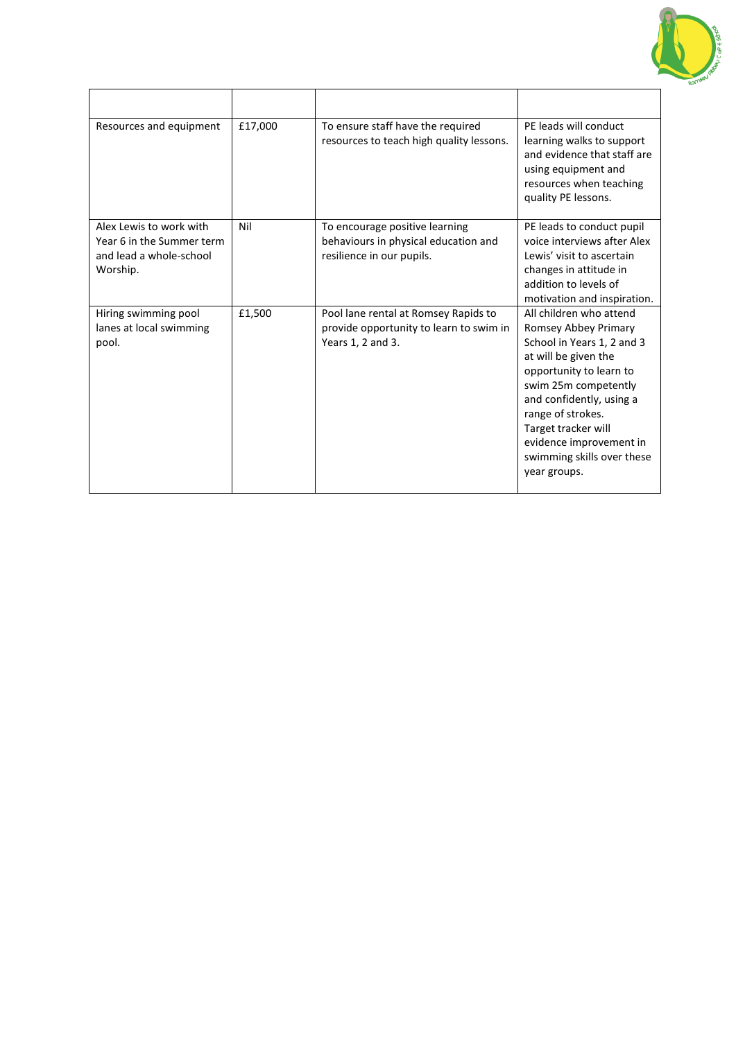| | | | |
|---|---|---|---|
| Resources and equipment | £17,000 | To ensure staff have the required resources to teach high quality lessons. | PE leads will conduct learning walks to support and evidence that staff are using equipment and resources when teaching quality PE lessons. |
| Alex Lewis to work with Year 6 in the Summer term and lead a whole-school Worship. | Nil | To encourage positive learning behaviours in physical education and resilience in our pupils. | PE leads to conduct pupil voice interviews after Alex Lewis' visit to ascertain changes in attitude in addition to levels of motivation and inspiration. |
| Hiring swimming pool lanes at local swimming pool. | £1,500 | Pool lane rental at Romsey Rapids to provide opportunity to learn to swim in Years 1, 2 and 3. | All children who attend Romsey Abbey Primary School in Years 1, 2 and 3 at will be given the opportunity to learn to swim 25m competently and confidently, using a range of strokes. Target tracker will evidence improvement in swimming skills over these year groups. |